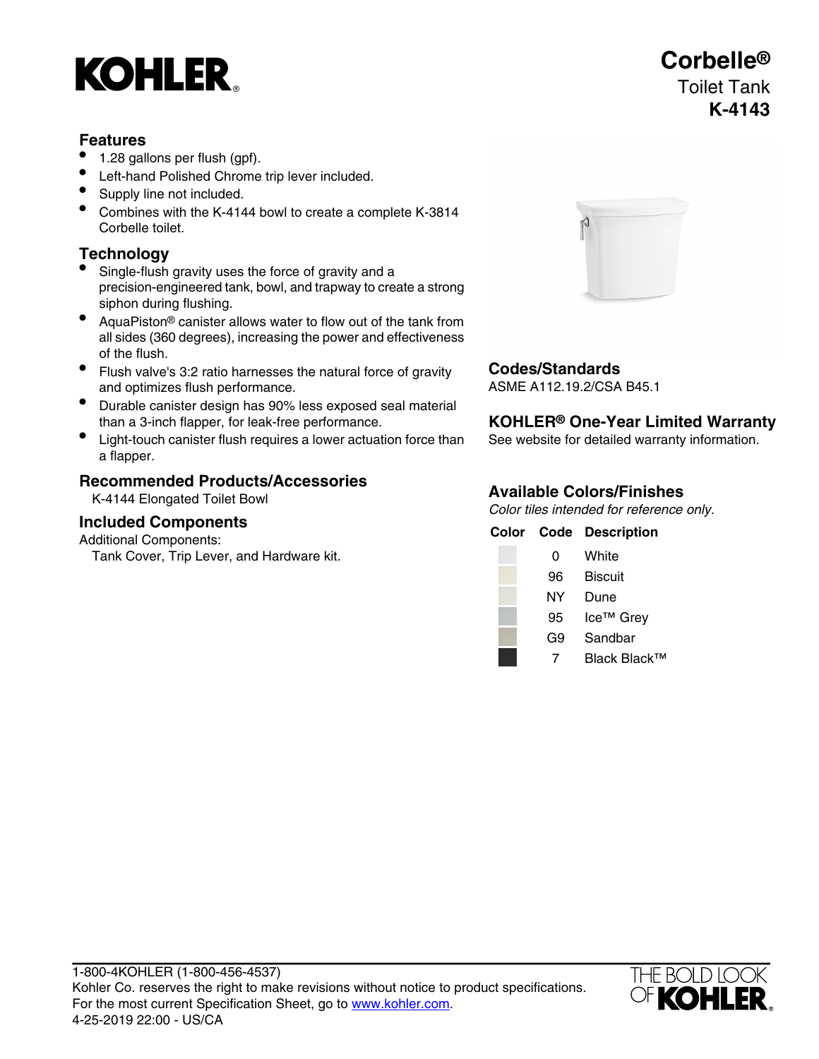# Corbelle®

Toilet Tank

**K-4143**

## Features

- 1.28 gallons per flush (gpf).
- Left-hand Polished Chrome trip lever included.
- Supply line not included.
- Combines with the K-4144 bowl to create a complete K-3814 Corbelle toilet.

## Technology

- Single-flush gravity uses the force of gravity and a precision-engineered tank, bowl, and trapway to create a strong siphon during flushing.
- AquaPiston® canister allows water to flow out of the tank from all sides (360 degrees), increasing the power and effectiveness of the flush.
- Flush valve's 3:2 ratio harnesses the natural force of gravity and optimizes flush performance.
- Durable canister design has 90% less exposed seal material than a 3-inch flapper, for leak-free performance.
- Light-touch canister flush requires a lower actuation force than a flapper.

## Recommended Products/Accessories

K-4144 Elongated Toilet Bowl

## Included Components

Additional Components:

Tank Cover, Trip Lever, and Hardware kit.

## Codes/Standards

ASME A112.19.2/CSA B45.1

## KOHLER® One-Year Limited Warranty

See website for detailed warranty information.

## Available Colors/Finishes

*Color tiles intended for reference only.*

| Color | Code | Description |
| --- | --- | --- |
| | 0 | White |
| | 96 | Biscuit |
| | NY | Dune |
| | 95 | Ice™ Grey |
| | G9 | Sandbar |
| | 7 | Black Black™ |

1-800-4KOHLER (1-800-456-4537)
Kohler Co. reserves the right to make revisions without notice to product specifications.
For the most current Specification Sheet, go to www.kohler.com.
4-25-2019 22:00 - US/CA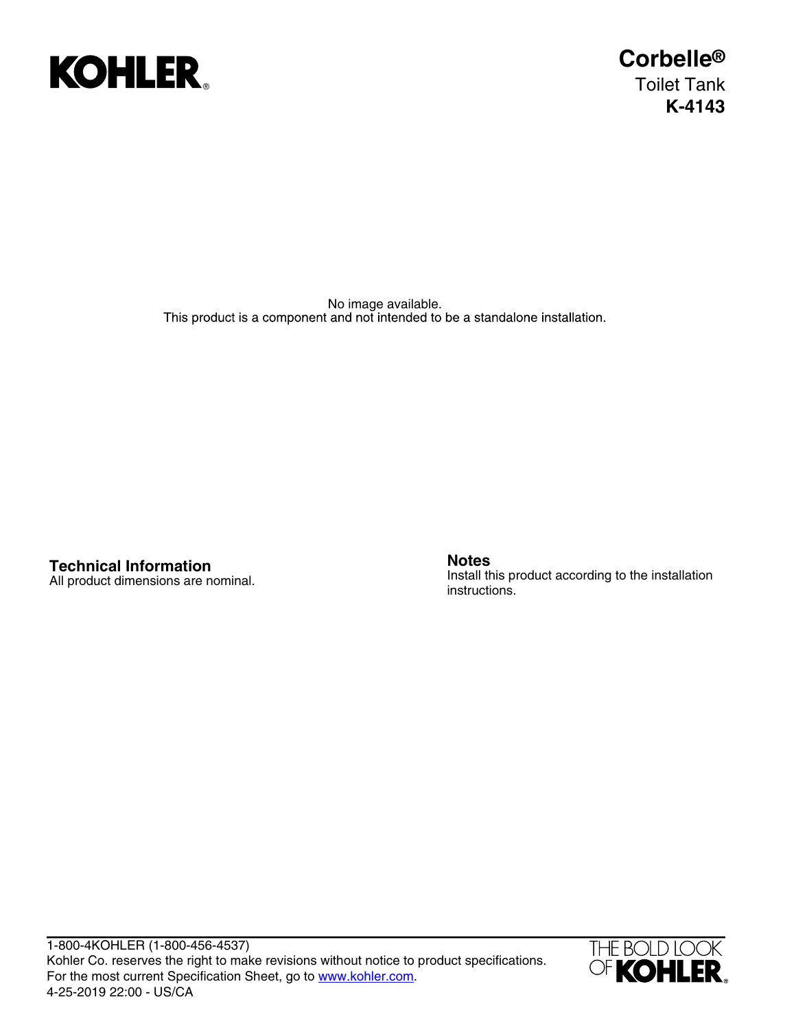# Corbelle®

Toilet Tank

**K-4143**

No image available.
This product is a component and not intended to be a standalone installation.

## Technical Information

All product dimensions are nominal.

## Notes

Install this product according to the installation instructions.

1-800-4KOHLER (1-800-456-4537)
Kohler Co. reserves the right to make revisions without notice to product specifications.
For the most current Specification Sheet, go to www.kohler.com.
4-25-2019 22:00 - US/CA